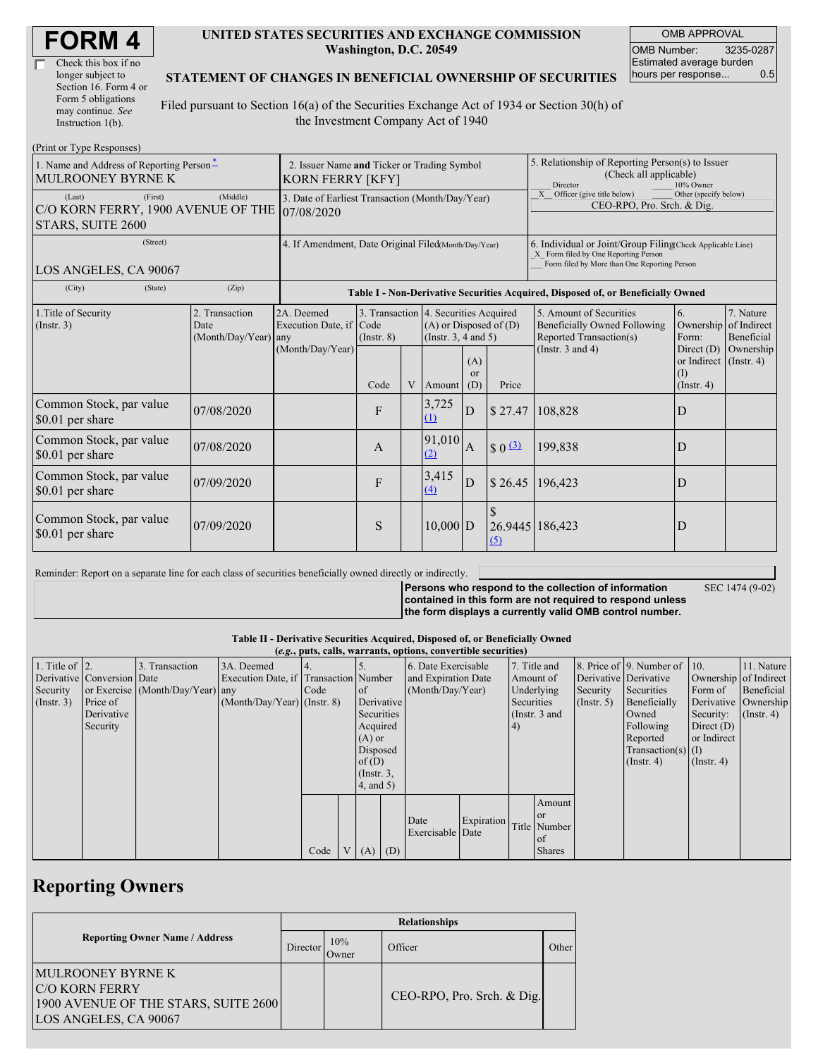# FORM 4

☐ Check this box if no longer subject to Section 16. Form 4 or Form 5 obligations may continue. *See* Instruction 1(b).

**UNITED STATES SECURITIES AND EXCHANGE COMMISSION**
**Washington, D.C. 20549**

**STATEMENT OF CHANGES IN BENEFICIAL OWNERSHIP OF SECURITIES**

Filed pursuant to Section 16(a) of the Securities Exchange Act of 1934 or Section 30(h) of the Investment Company Act of 1940

| OMB APPROVAL | |
|---|---|
| OMB Number: | 3235-0287 |
| Estimated average burden hours per response... | 0.5 |

(Print or Type Responses)

| | | |
|---|---|---|
| 1. Name and Address of Reporting Person * MULROONEY BYRNE K | 2. Issuer Name **and** Ticker or Trading Symbol KORN FERRY [KFY] | 5. Relationship of Reporting Person(s) to Issuer (Check all applicable) ___ Director ___ 10% Owner _X_ Officer (give title below) ___ Other (specify below) CEO-RPO, Pro. Srch. & Dig. |
| (Last) (First) (Middle) C/O KORN FERRY, 1900 AVENUE OF THE STARS, SUITE 2600 | 3. Date of Earliest Transaction (Month/Day/Year) 07/08/2020 | |
| (Street) LOS ANGELES, CA 90067 | 4. If Amendment, Date Original Filed(Month/Day/Year) | 6. Individual or Joint/Group Filing(Check Applicable Line) _X_ Form filed by One Reporting Person ___ Form filed by More than One Reporting Person |
| (City) (State) (Zip) | | |

**Table I - Non-Derivative Securities Acquired, Disposed of, or Beneficially Owned**

| 1.Title of Security (Instr. 3) | 2. Transaction Date (Month/Day/Year) | 2A. Deemed Execution Date, if any (Month/Day/Year) | 3. Transaction Code (Instr. 8) | | 4. Securities Acquired (A) or Disposed of (D) (Instr. 3, 4 and 5) | | | 5. Amount of Securities Beneficially Owned Following Reported Transaction(s) (Instr. 3 and 4) | 6. Ownership Form: Direct (D) or Indirect (I) (Instr. 4) | 7. Nature of Indirect Beneficial Ownership (Instr. 4) |
|---|---|---|---|---|---|---|---|---|---|---|
| | | | Code | V | Amount | (A) or (D) | Price | | | |
| Common Stock, par value $0.01 per share | 07/08/2020 | | F | | 3,725 (1) | D | $ 27.47 | 108,828 | D | |
| Common Stock, par value $0.01 per share | 07/08/2020 | | A | | 91,010 (2) | A | $ 0 (3) | 199,838 | D | |
| Common Stock, par value $0.01 per share | 07/09/2020 | | F | | 3,415 (4) | D | $ 26.45 | 196,423 | D | |
| Common Stock, par value $0.01 per share | 07/09/2020 | | S | | 10,000 | D | $ 26.9445 (5) | 186,423 | D | |

Reminder: Report on a separate line for each class of securities beneficially owned directly or indirectly.

**Persons who respond to the collection of information contained in this form are not required to respond unless the form displays a currently valid OMB control number.** SEC 1474 (9-02)

**Table II - Derivative Securities Acquired, Disposed of, or Beneficially Owned**
***(e.g., puts, calls, warrants, options, convertible securities)***

| 1. Title of Derivative Security (Instr. 3) | 2. Conversion or Exercise Price of Derivative Security | 3. Transaction Date (Month/Day/Year) | 3A. Deemed Execution Date, if any (Month/Day/Year) | 4. Transaction Code (Instr. 8) | | 5. Number of Derivative Securities Acquired (A) or Disposed of (D) (Instr. 3, 4, and 5) | | 6. Date Exercisable and Expiration Date (Month/Day/Year) | | 7. Title and Amount of Underlying Securities (Instr. 3 and 4) | | 8. Price of Derivative Security (Instr. 5) | 9. Number of Derivative Securities Beneficially Owned Following Reported Transaction(s) (Instr. 4) | 10. Ownership Form of Derivative Security: Direct (D) or Indirect (I) (Instr. 4) | 11. Nature of Indirect Beneficial Ownership (Instr. 4) |
|---|---|---|---|---|---|---|---|---|---|---|---|---|---|---|---|
| | | | | Code | V | (A) | (D) | Date Exercisable | Expiration Date | Title | Amount or Number of Shares | | | | |

## Reporting Owners

| Reporting Owner Name / Address | Relationships | | | |
|---|---|---|---|---|
| | Director | 10% Owner | Officer | Other |
| MULROONEY BYRNE K C/O KORN FERRY 1900 AVENUE OF THE STARS, SUITE 2600 LOS ANGELES, CA 90067 | | | CEO-RPO, Pro. Srch. & Dig. | |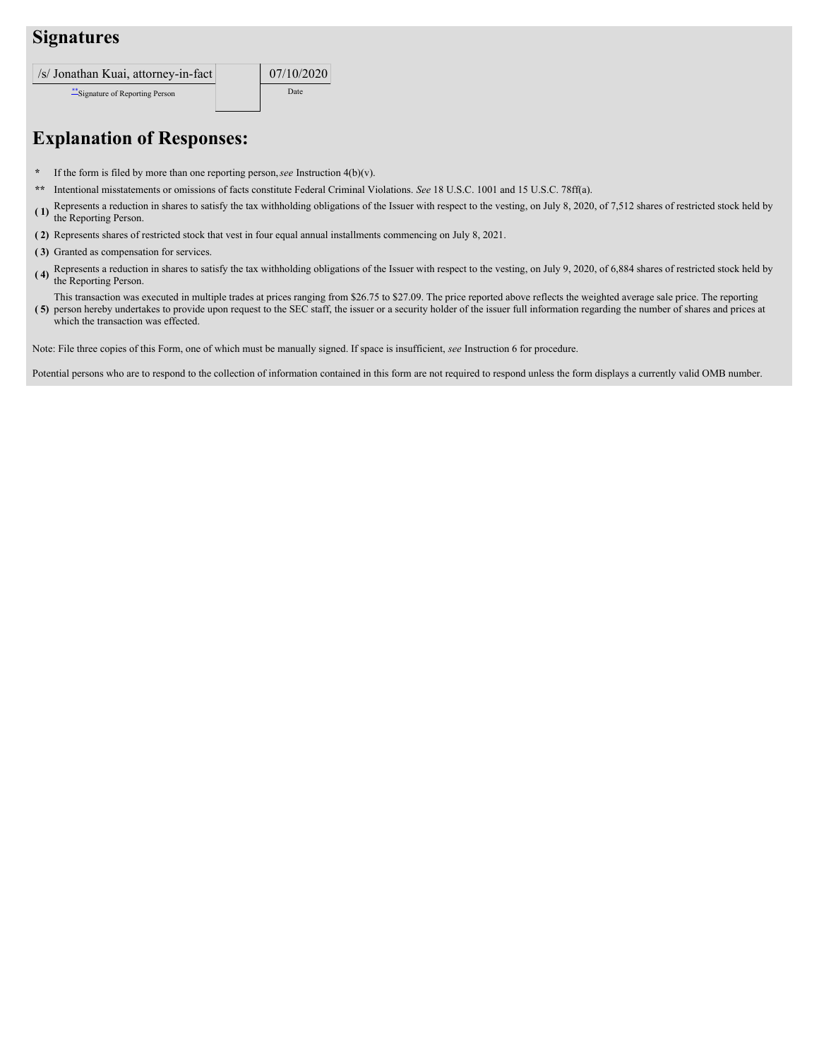## Signatures

| | | |
|---|---|---|
| /s/ Jonathan Kuai, attorney-in-fact | | 07/10/2020 |
| ** Signature of Reporting Person | | Date |

## Explanation of Responses:

- \* If the form is filed by more than one reporting person, *see* Instruction 4(b)(v).
- \*\* Intentional misstatements or omissions of facts constitute Federal Criminal Violations. *See* 18 U.S.C. 1001 and 15 U.S.C. 78ff(a).
- ( 1) Represents a reduction in shares to satisfy the tax withholding obligations of the Issuer with respect to the vesting, on July 8, 2020, of 7,512 shares of restricted stock held by the Reporting Person.
- ( 2) Represents shares of restricted stock that vest in four equal annual installments commencing on July 8, 2021.
- ( 3) Granted as compensation for services.
- ( 4) Represents a reduction in shares to satisfy the tax withholding obligations of the Issuer with respect to the vesting, on July 9, 2020, of 6,884 shares of restricted stock held by the Reporting Person.
- ( 5) This transaction was executed in multiple trades at prices ranging from $26.75 to $27.09. The price reported above reflects the weighted average sale price. The reporting person hereby undertakes to provide upon request to the SEC staff, the issuer or a security holder of the issuer full information regarding the number of shares and prices at which the transaction was effected.

Note: File three copies of this Form, one of which must be manually signed. If space is insufficient, *see* Instruction 6 for procedure.

Potential persons who are to respond to the collection of information contained in this form are not required to respond unless the form displays a currently valid OMB number.